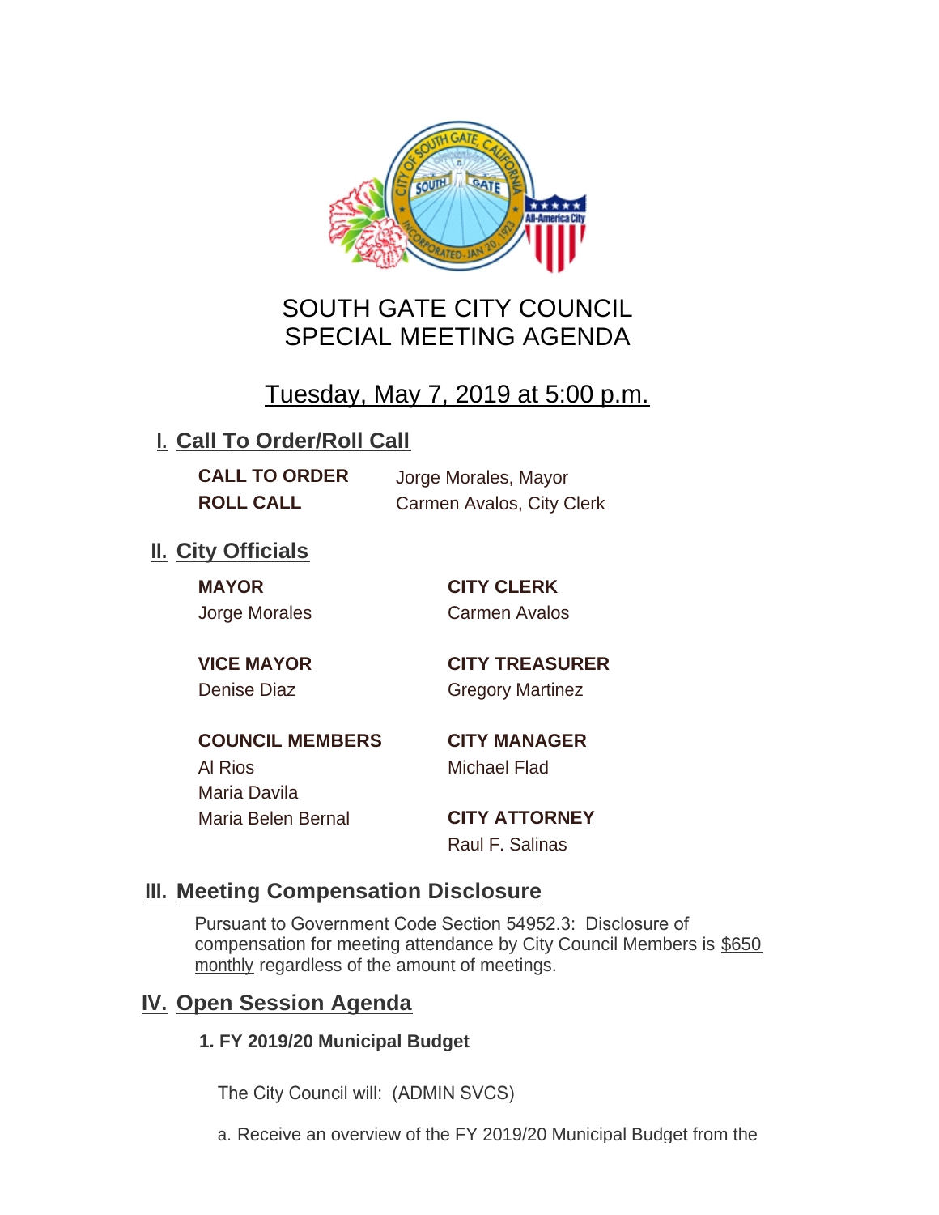# SOUTH GATE CITY COUNCIL
# SPECIAL MEETING AGENDA

## Tuesday, May 7, 2019 at 5:00 p.m.

## I. Call To Order/Roll Call

**CALL TO ORDER** Jorge Morales, Mayor
**ROLL CALL** Carmen Avalos, City Clerk

## II. City Officials

**MAYOR**
Jorge Morales

**VICE MAYOR**
Denise Diaz

**COUNCIL MEMBERS**
Al Rios
Maria Davila
Maria Belen Bernal

**CITY CLERK**
Carmen Avalos

**CITY TREASURER**
Gregory Martinez

**CITY MANAGER**
Michael Flad

**CITY ATTORNEY**
Raul F. Salinas

## III. Meeting Compensation Disclosure

Pursuant to Government Code Section 54952.3: Disclosure of compensation for meeting attendance by City Council Members is $650 monthly regardless of the amount of meetings.

## IV. Open Session Agenda

**1. FY 2019/20 Municipal Budget**

The City Council will: (ADMIN SVCS)

a. Receive an overview of the FY 2019/20 Municipal Budget from the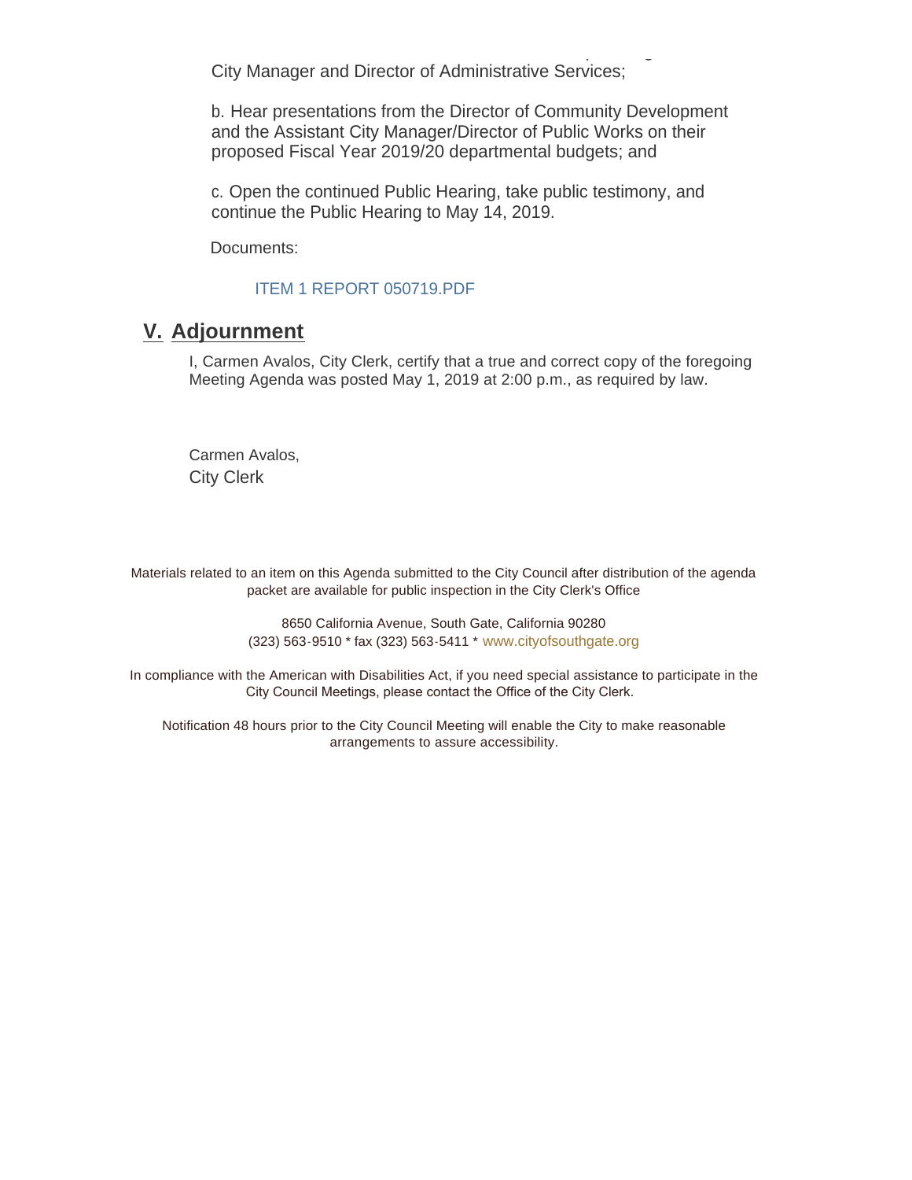City Manager and Director of Administrative Services;

b. Hear presentations from the Director of Community Development and the Assistant City Manager/Director of Public Works on their proposed Fiscal Year 2019/20 departmental budgets; and

c. Open the continued Public Hearing, take public testimony, and continue the Public Hearing to May 14, 2019.

Documents:

ITEM 1 REPORT 050719.PDF

## V. Adjournment

I, Carmen Avalos, City Clerk, certify that a true and correct copy of the foregoing Meeting Agenda was posted May 1, 2019 at 2:00 p.m., as required by law.

Carmen Avalos,
City Clerk

Materials related to an item on this Agenda submitted to the City Council after distribution of the agenda packet are available for public inspection in the City Clerk's Office

8650 California Avenue, South Gate, California 90280
(323) 563-9510 * fax (323) 563-5411 * www.cityofsouthgate.org

In compliance with the American with Disabilities Act, if you need special assistance to participate in the City Council Meetings, please contact the Office of the City Clerk.

Notification 48 hours prior to the City Council Meeting will enable the City to make reasonable arrangements to assure accessibility.